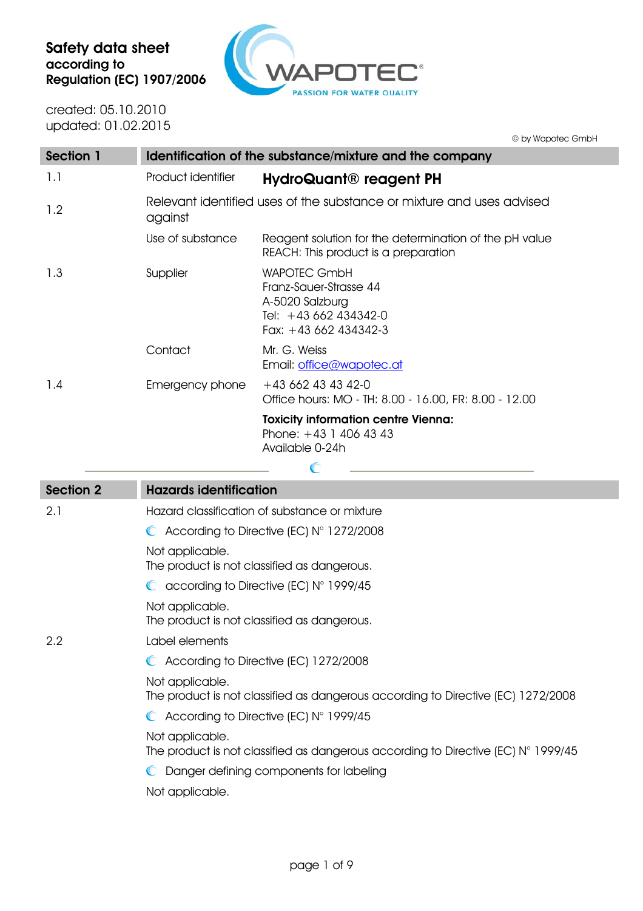**Safety data sheet**
**according to**
**Regulation (EC) 1907/2006**

created: 05.10.2010
updated: 01.02.2015

© by Wapotec GmbH

| Section 1 | Identification of the substance/mixture and the company | |
|---|---|---|
| 1.1 | Product identifier | **HydroQuant® reagent PH** |
| 1.2 | Relevant identified uses of the substance or mixture and uses advised against | |
| | Use of substance | Reagent solution for the determination of the pH value<br>REACH: This product is a preparation |
| 1.3 | Supplier | WAPOTEC GmbH<br>Franz-Sauer-Strasse 44<br>A-5020 Salzburg<br>Tel: +43 662 434342-0<br>Fax: +43 662 434342-3 |
| | Contact | Mr. G. Weiss<br>Email: office@wapotec.at |
| 1.4 | Emergency phone | +43 662 43 43 42-0<br>Office hours: MO - TH: 8.00 - 16.00, FR: 8.00 - 12.00 |
| | | **Toxicity information centre Vienna:**<br>Phone: +43 1 406 43 43<br>Available 0-24h |

## Section 2 Hazards identification

**2.1** Hazard classification of substance or mixture

- According to Directive (EC) N° 1272/2008

Not applicable.
The product is not classified as dangerous.

- according to Directive (EC) N° 1999/45

Not applicable.
The product is not classified as dangerous.

**2.2** Label elements

- According to Directive (EC) 1272/2008

Not applicable.
The product is not classified as dangerous according to Directive (EC) 1272/2008

- According to Directive (EC) N° 1999/45

Not applicable.
The product is not classified as dangerous according to Directive (EC) N° 1999/45

- Danger defining components for labeling

Not applicable.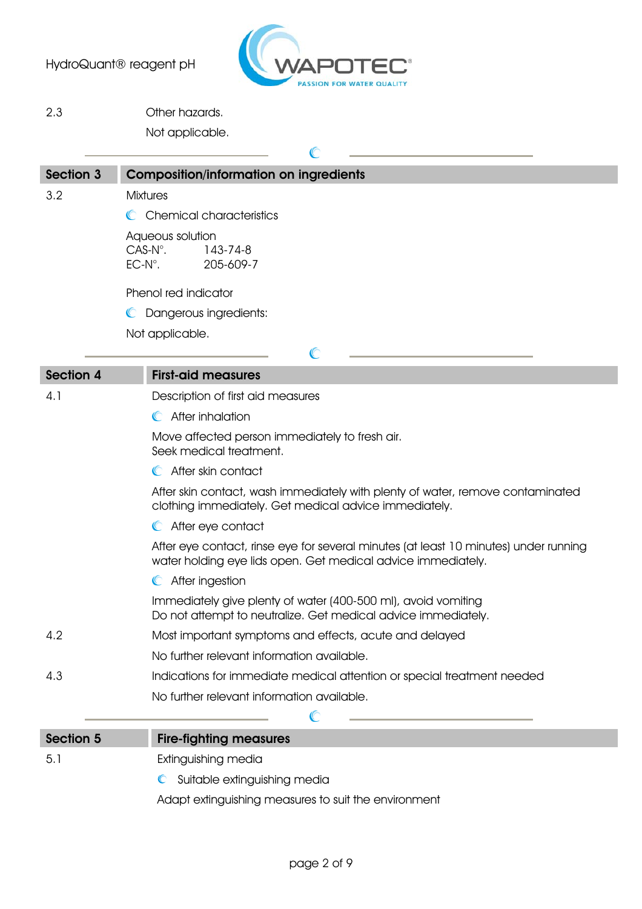2.3 Other hazards.

Not applicable.

## Section 3 Composition/information on ingredients

3.2 Mixtures

- Chemical characteristics

Aqueous solution
CAS-N°. 143-74-8
EC-N°. 205-609-7

Phenol red indicator

- Dangerous ingredients:

Not applicable.

## Section 4 First-aid measures

4.1 Description of first aid measures

- After inhalation

Move affected person immediately to fresh air.
Seek medical treatment.

- After skin contact

After skin contact, wash immediately with plenty of water, remove contaminated clothing immediately. Get medical advice immediately.

- After eye contact

After eye contact, rinse eye for several minutes (at least 10 minutes) under running water holding eye lids open. Get medical advice immediately.

- After ingestion

Immediately give plenty of water (400-500 ml), avoid vomiting
Do not attempt to neutralize. Get medical advice immediately.

4.2 Most important symptoms and effects, acute and delayed

No further relevant information available.

4.3 Indications for immediate medical attention or special treatment needed

No further relevant information available.

## Section 5 Fire-fighting measures

5.1 Extinguishing media

- Suitable extinguishing media

Adapt extinguishing measures to suit the environment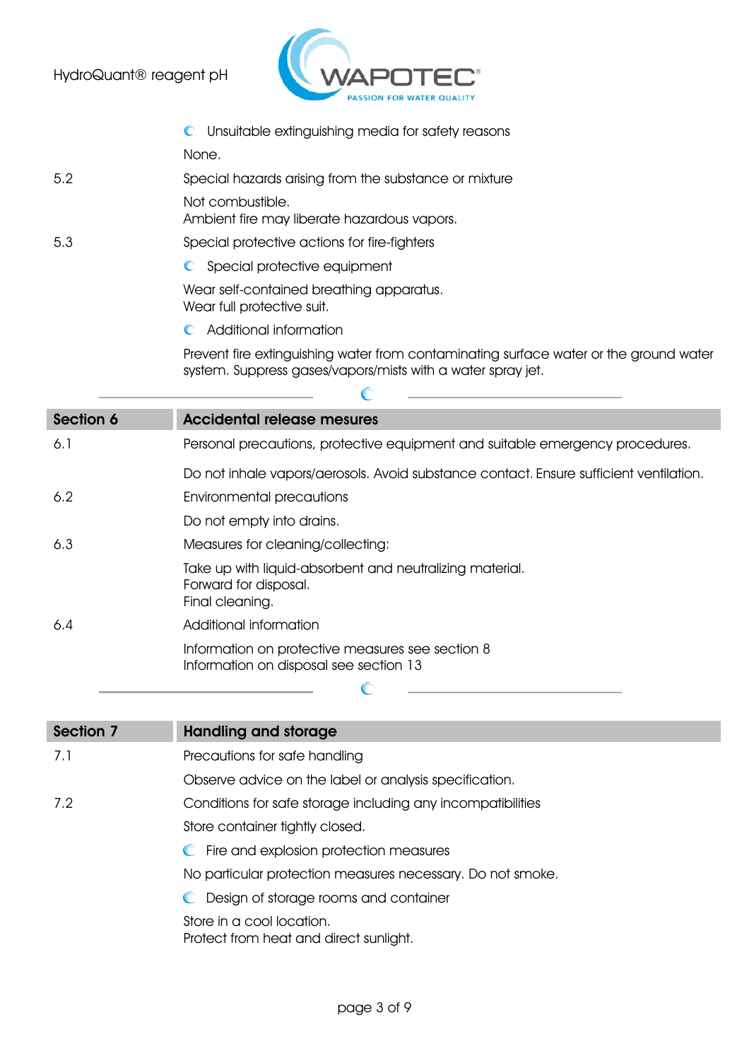- Unsuitable extinguishing media for safety reasons

None.

5.2 Special hazards arising from the substance or mixture

Not combustible.
Ambient fire may liberate hazardous vapors.

5.3 Special protective actions for fire-fighters

- Special protective equipment

Wear self-contained breathing apparatus.
Wear full protective suit.

- Additional information

Prevent fire extinguishing water from contaminating surface water or the ground water system. Suppress gases/vapors/mists with a water spray jet.

## Section 6 Accidental release mesures

6.1 Personal precautions, protective equipment and suitable emergency procedures.

Do not inhale vapors/aerosols. Avoid substance contact. Ensure sufficient ventilation.

6.2 Environmental precautions

Do not empty into drains.

6.3 Measures for cleaning/collecting:

Take up with liquid-absorbent and neutralizing material.
Forward for disposal.
Final cleaning.

6.4 Additional information

Information on protective measures see section 8
Information on disposal see section 13

## Section 7 Handling and storage

7.1 Precautions for safe handling

Observe advice on the label or analysis specification.

7.2 Conditions for safe storage including any incompatibilities

Store container tightly closed.

- Fire and explosion protection measures

No particular protection measures necessary. Do not smoke.

- Design of storage rooms and container

Store in a cool location.
Protect from heat and direct sunlight.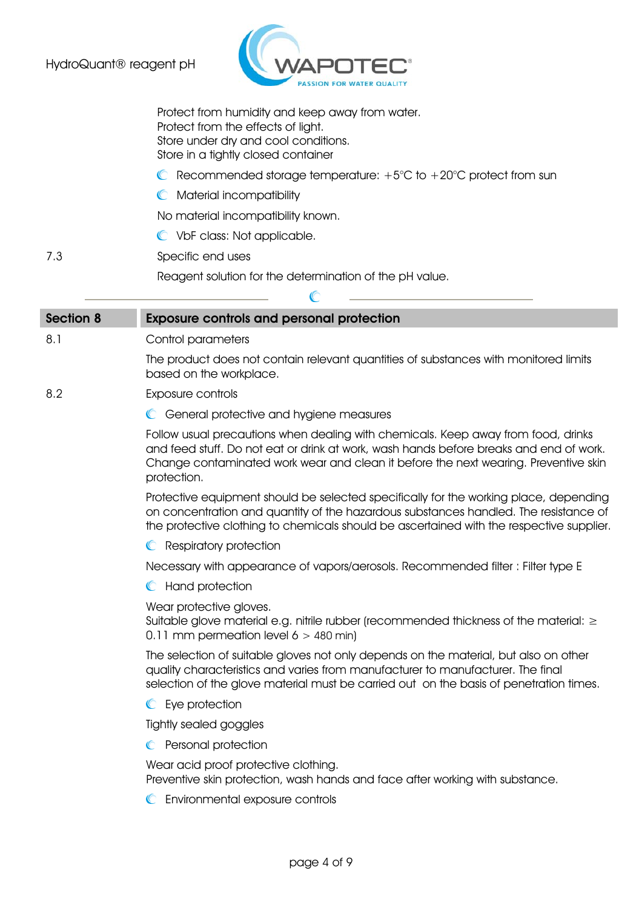Protect from humidity and keep away from water.
Protect from the effects of light.
Store under dry and cool conditions.
Store in a tightly closed container

- Recommended storage temperature: +5°C to +20°C protect from sun
- Material incompatibility

No material incompatibility known.

- VbF class: Not applicable.

7.3 Specific end uses

Reagent solution for the determination of the pH value.

---

## Section 8 Exposure controls and personal protection

8.1 Control parameters

The product does not contain relevant quantities of substances with monitored limits based on the workplace.

8.2 Exposure controls

- General protective and hygiene measures

Follow usual precautions when dealing with chemicals. Keep away from food, drinks and feed stuff. Do not eat or drink at work, wash hands before breaks and end of work. Change contaminated work wear and clean it before the next wearing. Preventive skin protection.

Protective equipment should be selected specifically for the working place, depending on concentration and quantity of the hazardous substances handled. The resistance of the protective clothing to chemicals should be ascertained with the respective supplier.

- Respiratory protection

Necessary with appearance of vapors/aerosols. Recommended filter : Filter type E

- Hand protection

Wear protective gloves.
Suitable glove material e.g. nitrile rubber (recommended thickness of the material: ≥ 0.11 mm permeation level 6 > 480 min)

The selection of suitable gloves not only depends on the material, but also on other quality characteristics and varies from manufacturer to manufacturer. The final selection of the glove material must be carried out on the basis of penetration times.

- Eye protection

Tightly sealed goggles

- Personal protection

Wear acid proof protective clothing.
Preventive skin protection, wash hands and face after working with substance.

- Environmental exposure controls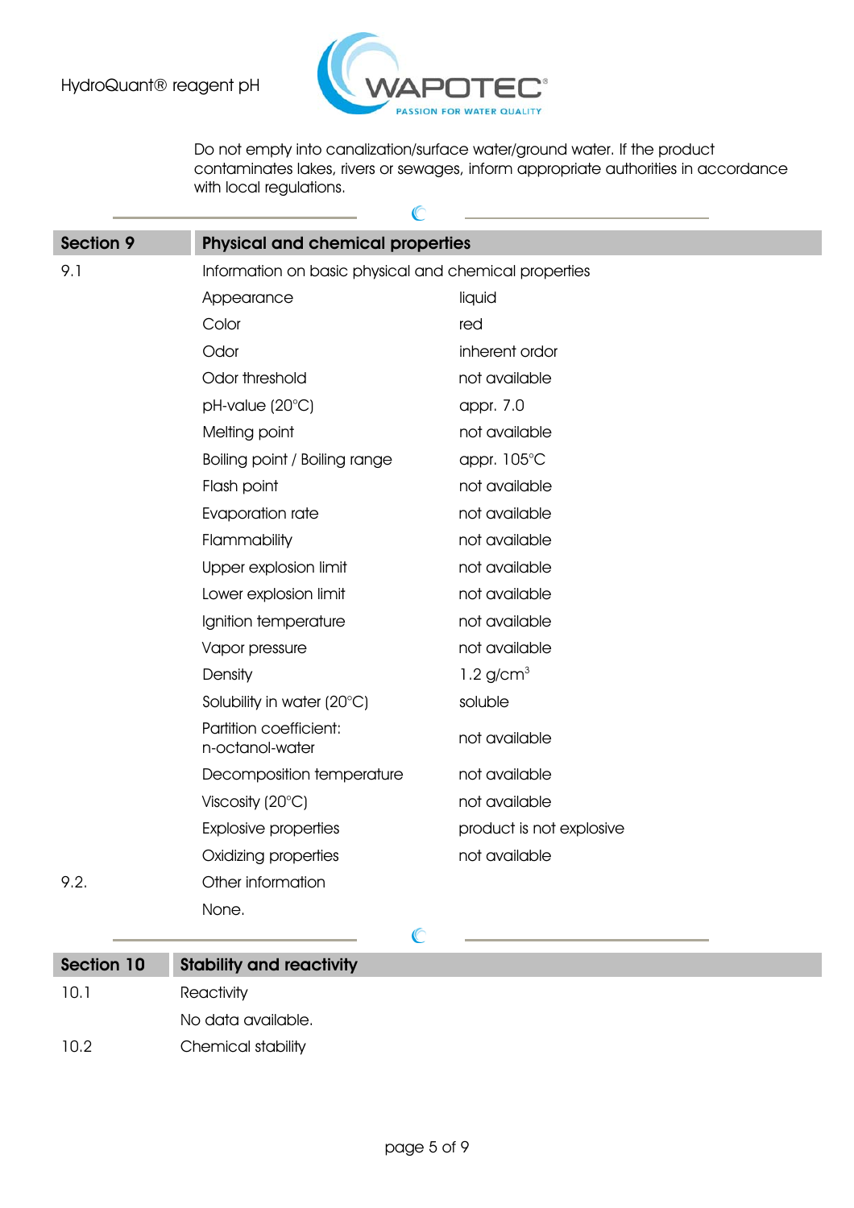Do not empty into canalization/surface water/ground water. If the product contaminates lakes, rivers or sewages, inform appropriate authorities in accordance with local regulations.

## Section 9 Physical and chemical properties

**9.1** Information on basic physical and chemical properties

| Property | Value |
|---|---|
| Appearance | liquid |
| Color | red |
| Odor | inherent ordor |
| Odor threshold | not available |
| pH-value (20°C) | appr. 7.0 |
| Melting point | not available |
| Boiling point / Boiling range | appr. 105°C |
| Flash point | not available |
| Evaporation rate | not available |
| Flammability | not available |
| Upper explosion limit | not available |
| Lower explosion limit | not available |
| Ignition temperature | not available |
| Vapor pressure | not available |
| Density | 1.2 g/cm$^3$ |
| Solubility in water (20°C) | soluble |
| Partition coefficient: n-octanol-water | not available |
| Decomposition temperature | not available |
| Viscosity (20°C) | not available |
| Explosive properties | product is not explosive |
| Oxidizing properties | not available |

**9.2.** Other information

None.

## Section 10 Stability and reactivity

**10.1** Reactivity

No data available.

**10.2** Chemical stability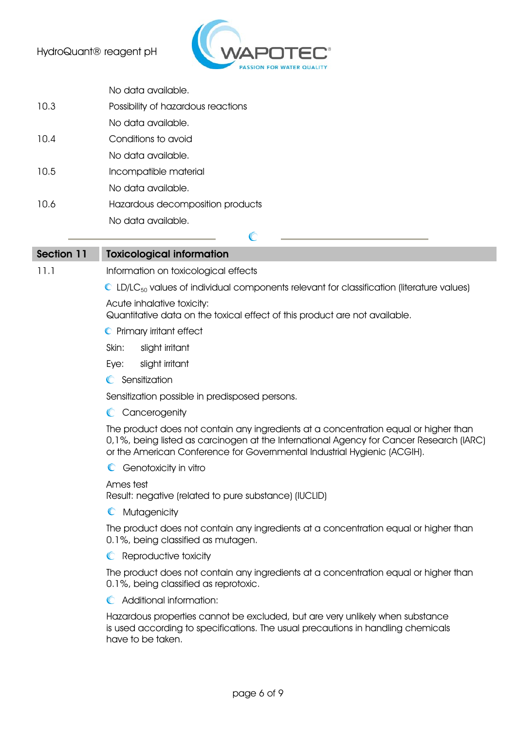No data available.

10.3 Possibility of hazardous reactions

No data available.

10.4 Conditions to avoid

No data available.

10.5 Incompatible material

No data available.

10.6 Hazardous decomposition products

No data available.

## Section 11 Toxicological information

11.1 Information on toxicological effects

LD/$LC_{50}$ values of individual components relevant for classification (literature values)

Acute inhalative toxicity:
Quantitative data on the toxical effect of this product are not available.

Primary irritant effect

Skin: slight irritant

Eye: slight irritant

Sensitization

Sensitization possible in predisposed persons.

Cancerogenity

The product does not contain any ingredients at a concentration equal or higher than 0,1%, being listed as carcinogen at the International Agency for Cancer Research (IARC) or the American Conference for Governmental Industrial Hygienic (ACGIH).

Genotoxicity in vitro

Ames test
Result: negative (related to pure substance) (IUCLID)

Mutagenicity

The product does not contain any ingredients at a concentration equal or higher than 0.1%, being classified as mutagen.

Reproductive toxicity

The product does not contain any ingredients at a concentration equal or higher than 0.1%, being classified as reprotoxic.

Additional information:

Hazardous properties cannot be excluded, but are very unlikely when substance is used according to specifications. The usual precautions in handling chemicals have to be taken.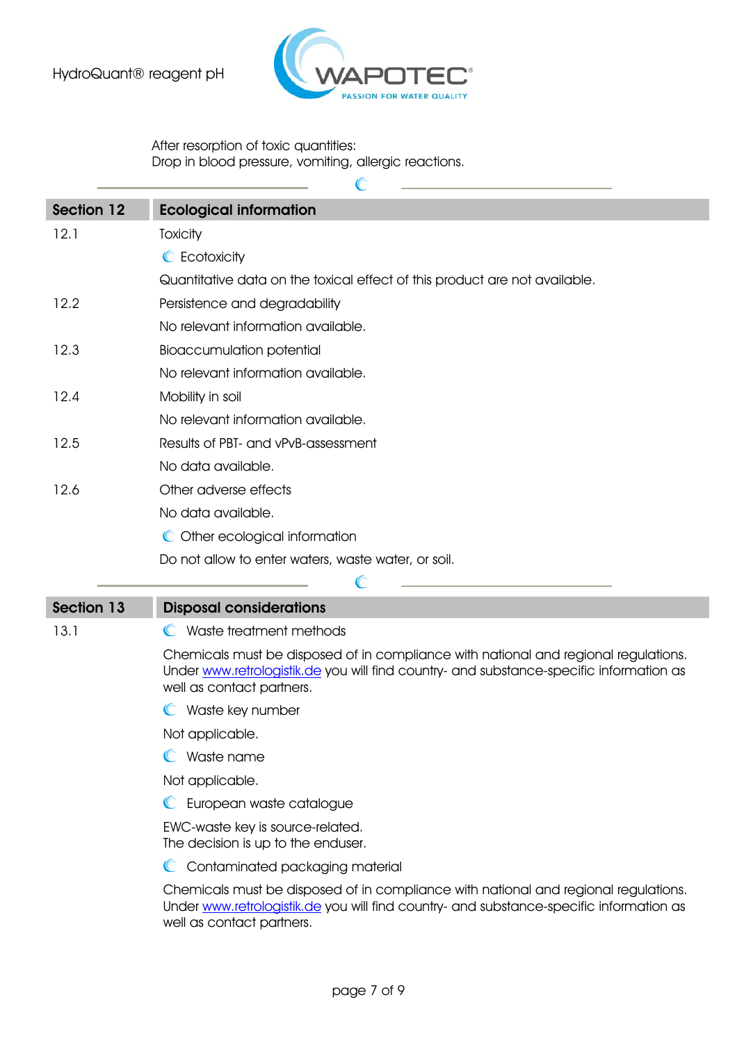After resorption of toxic quantities:
Drop in blood pressure, vomiting, allergic reactions.

## Section 12 Ecological information

**12.1** Toxicity

Ecotoxicity

Quantitative data on the toxical effect of this product are not available.

**12.2** Persistence and degradability

No relevant information available.

**12.3** Bioaccumulation potential

No relevant information available.

**12.4** Mobility in soil

No relevant information available.

**12.5** Results of PBT- and vPvB-assessment

No data available.

**12.6** Other adverse effects

No data available.

Other ecological information

Do not allow to enter waters, waste water, or soil.

## Section 13 Disposal considerations

**13.1** Waste treatment methods

Chemicals must be disposed of in compliance with national and regional regulations. Under www.retrologistik.de you will find country- and substance-specific information as well as contact partners.

Waste key number

Not applicable.

Waste name

Not applicable.

European waste catalogue

EWC-waste key is source-related.
The decision is up to the enduser.

Contaminated packaging material

Chemicals must be disposed of in compliance with national and regional regulations. Under www.retrologistik.de you will find country- and substance-specific information as well as contact partners.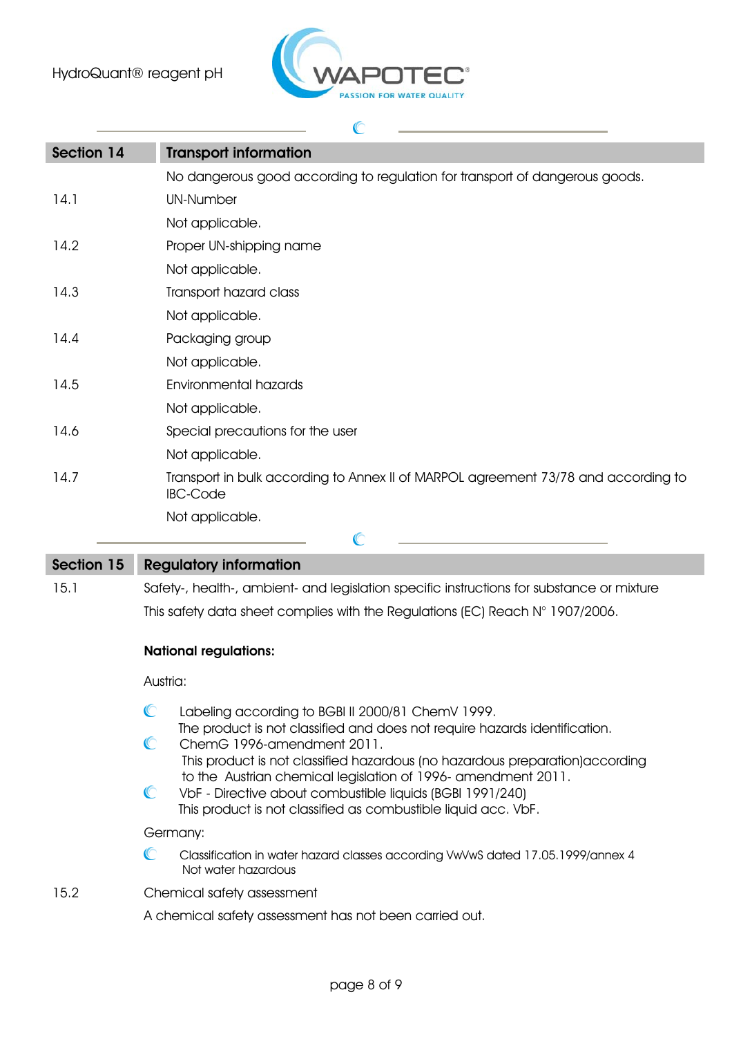## Section 14 Transport information

No dangerous good according to regulation for transport of dangerous goods.

**14.1** UN-Number

Not applicable.

**14.2** Proper UN-shipping name

Not applicable.

**14.3** Transport hazard class

Not applicable.

**14.4** Packaging group

Not applicable.

**14.5** Environmental hazards

Not applicable.

**14.6** Special precautions for the user

Not applicable.

**14.7** Transport in bulk according to Annex II of MARPOL agreement 73/78 and according to IBC-Code

Not applicable.

## Section 15 Regulatory information

**15.1** Safety-, health-, ambient- and legislation specific instructions for substance or mixture

This safety data sheet complies with the Regulations (EC) Reach N° 1907/2006.

**National regulations:**

Austria:

- Labeling according to BGBl II 2000/81 ChemV 1999.
  The product is not classified and does not require hazards identification.
- ChemG 1996-amendment 2011.
  This product is not classified hazardous (no hazardous preparation)according to the Austrian chemical legislation of 1996- amendment 2011.
- VbF - Directive about combustible liquids (BGBl 1991/240)
  This product is not classified as combustible liquid acc. VbF.

Germany:

- Classification in water hazard classes according VwVwS dated 17.05.1999/annex 4
  Not water hazardous

**15.2** Chemical safety assessment

A chemical safety assessment has not been carried out.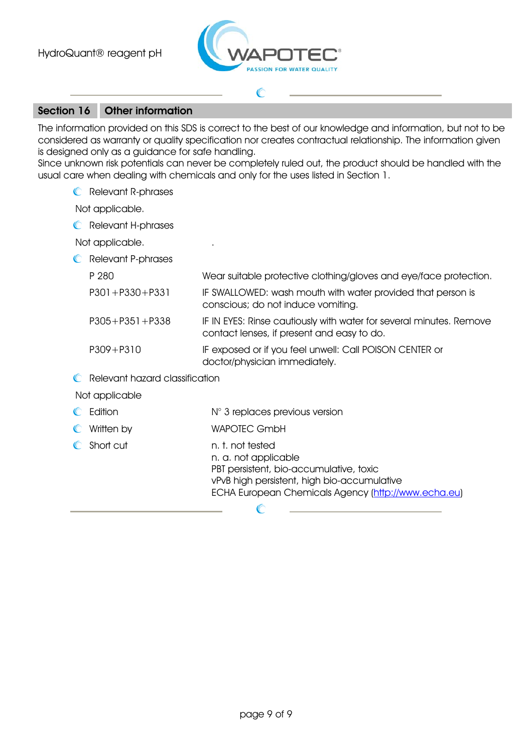## Section 16 Other information

The information provided on this SDS is correct to the best of our knowledge and information, but not to be considered as warranty or quality specification nor creates contractual relationship. The information given is designed only as a guidance for safe handling.
Since unknown risk potentials can never be completely ruled out, the product should be handled with the usual care when dealing with chemicals and only for the uses listed in Section 1.

- Relevant R-phrases

Not applicable.

- Relevant H-phrases

Not applicable.

- Relevant P-phrases

| | |
|---|---|
| P 280 | Wear suitable protective clothing/gloves and eye/face protection. |
| P301+P330+P331 | IF SWALLOWED: wash mouth with water provided that person is conscious; do not induce vomiting. |
| P305+P351+P338 | IF IN EYES: Rinse cautiously with water for several minutes. Remove contact lenses, if present and easy to do. |
| P309+P310 | IF exposed or if you feel unwell: Call POISON CENTER or doctor/physician immediately. |

- Relevant hazard classification

Not applicable

| | |
|---|---|
| Edition | N° 3 replaces previous version |
| Written by | WAPOTEC GmbH |
| Short cut | n. t. not tested<br>n. a. not applicable<br>PBT persistent, bio-accumulative, toxic<br>vPvB high persistent, high bio-accumulative<br>ECHA European Chemicals Agency (http://www.echa.eu) |